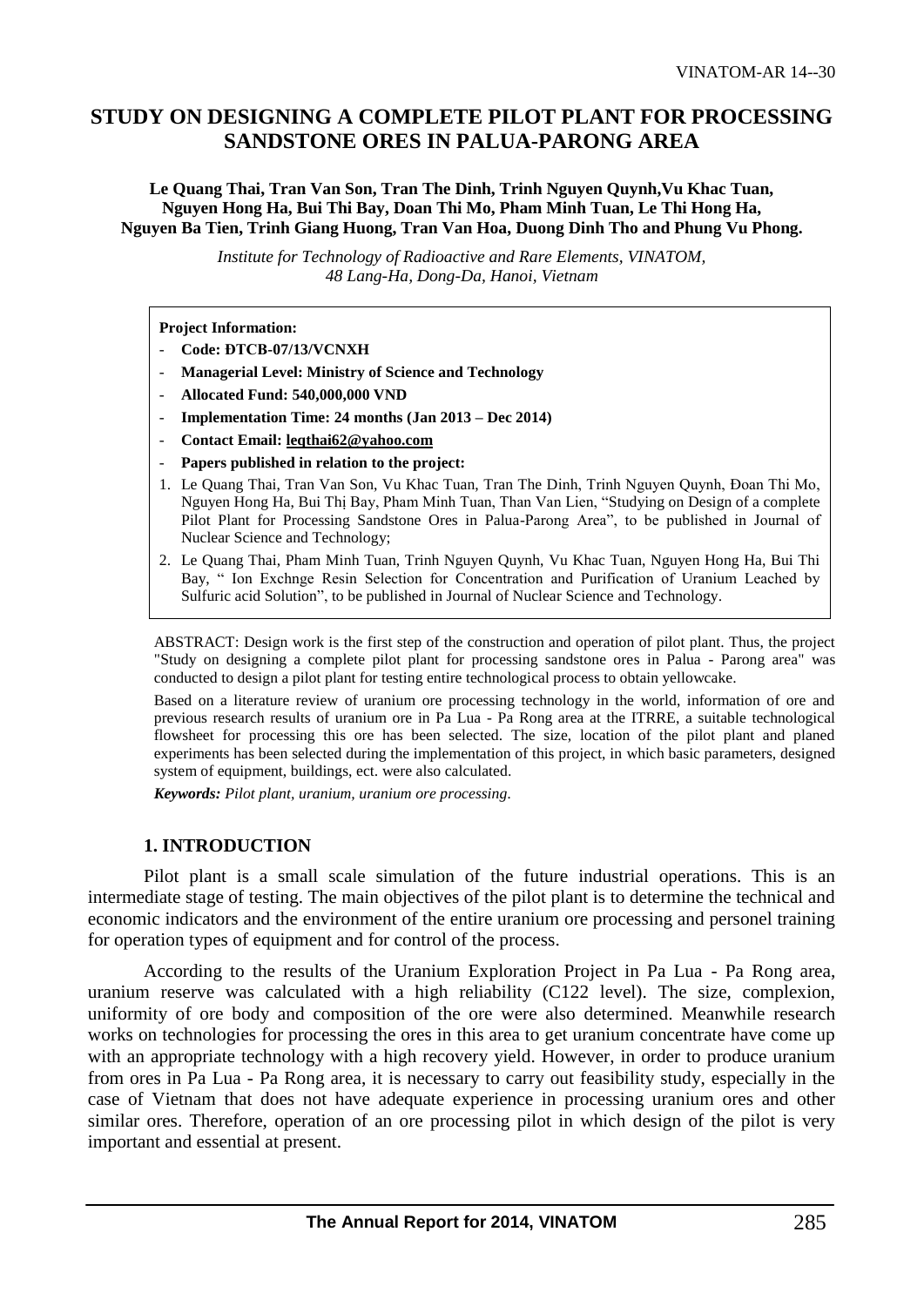# STUDY ON DESIGNING A COMPLETE PILOT PLANT FOR PROCESSING SANDSTONE ORES IN PALUA-PARONG AREA

**Le Quang Thai, Tran Van Son, Tran The Dinh, Trinh Nguyen Quynh,Vu Khac Tuan, Nguyen Hong Ha, Bui Thi Bay, Doan Thi Mo, Pham Minh Tuan, Le Thi Hong Ha, Nguyen Ba Tien, Trinh Giang Huong, Tran Van Hoa, Duong Dinh Tho and Phung Vu Phong.**

*Institute for Technology of Radioactive and Rare Elements, VINATOM, 48 Lang-Ha, Dong-Da, Hanoi, Vietnam*

**Project Information:**

- **Code: ĐTCB-07/13/VCNXH**
- **Managerial Level: Ministry of Science and Technology**
- **Allocated Fund: 540,000,000 VND**
- **Implementation Time: 24 months (Jan 2013 – Dec 2014)**
- **Contact Email: leqthai62@yahoo.com**
- **Papers published in relation to the project:**

1. Le Quang Thai, Tran Van Son, Vu Khac Tuan, Tran The Dinh, Trinh Nguyen Quynh, Đoan Thi Mo, Nguyen Hong Ha, Bui Thị Bay, Pham Minh Tuan, Than Van Lien, "Studying on Design of a complete Pilot Plant for Processing Sandstone Ores in Palua-Parong Area", to be published in Journal of Nuclear Science and Technology;
2. Le Quang Thai, Pham Minh Tuan, Trinh Nguyen Quynh, Vu Khac Tuan, Nguyen Hong Ha, Bui Thi Bay, " Ion Exchnge Resin Selection for Concentration and Purification of Uranium Leached by Sulfuric acid Solution", to be published in Journal of Nuclear Science and Technology.

ABSTRACT: Design work is the first step of the construction and operation of pilot plant. Thus, the project "Study on designing a complete pilot plant for processing sandstone ores in Palua - Parong area" was conducted to design a pilot plant for testing entire technological process to obtain yellowcake.

Based on a literature review of uranium ore processing technology in the world, information of ore and previous research results of uranium ore in Pa Lua - Pa Rong area at the ITRRE, a suitable technological flowsheet for processing this ore has been selected. The size, location of the pilot plant and planed experiments has been selected during the implementation of this project, in which basic parameters, designed system of equipment, buildings, ect. were also calculated.

***Keywords:*** *Pilot plant, uranium, uranium ore processing.*

## 1. INTRODUCTION

Pilot plant is a small scale simulation of the future industrial operations. This is an intermediate stage of testing. The main objectives of the pilot plant is to determine the technical and economic indicators and the environment of the entire uranium ore processing and personel training for operation types of equipment and for control of the process.

According to the results of the Uranium Exploration Project in Pa Lua - Pa Rong area, uranium reserve was calculated with a high reliability (C122 level). The size, complexion, uniformity of ore body and composition of the ore were also determined. Meanwhile research works on technologies for processing the ores in this area to get uranium concentrate have come up with an appropriate technology with a high recovery yield. However, in order to produce uranium from ores in Pa Lua - Pa Rong area, it is necessary to carry out feasibility study, especially in the case of Vietnam that does not have adequate experience in processing uranium ores and other similar ores. Therefore, operation of an ore processing pilot in which design of the pilot is very important and essential at present.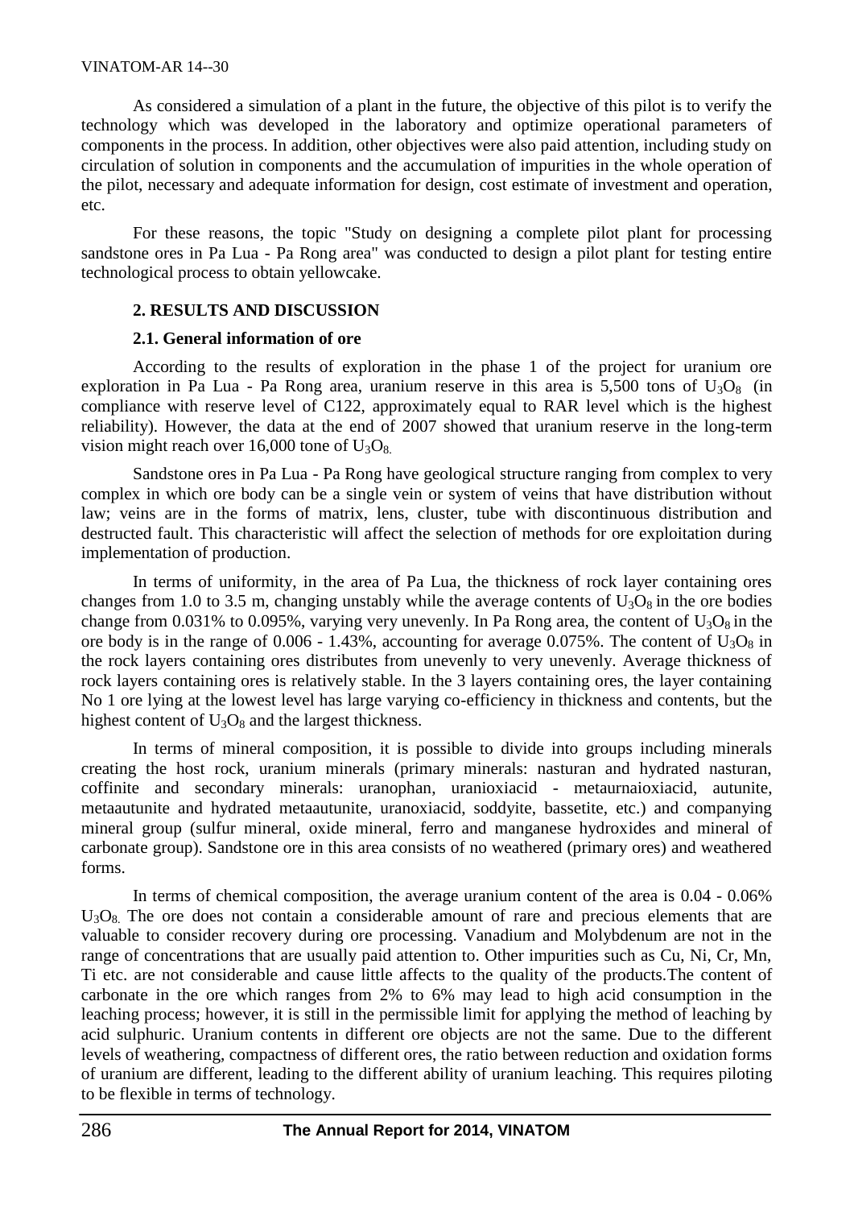As considered a simulation of a plant in the future, the objective of this pilot is to verify the technology which was developed in the laboratory and optimize operational parameters of components in the process. In addition, other objectives were also paid attention, including study on circulation of solution in components and the accumulation of impurities in the whole operation of the pilot, necessary and adequate information for design, cost estimate of investment and operation, etc.

For these reasons, the topic "Study on designing a complete pilot plant for processing sandstone ores in Pa Lua - Pa Rong area" was conducted to design a pilot plant for testing entire technological process to obtain yellowcake.

## 2. RESULTS AND DISCUSSION

### 2.1. General information of ore

According to the results of exploration in the phase 1 of the project for uranium ore exploration in Pa Lua - Pa Rong area, uranium reserve in this area is 5,500 tons of $U_3O_8$ (in compliance with reserve level of C122, approximately equal to RAR level which is the highest reliability). However, the data at the end of 2007 showed that uranium reserve in the long-term vision might reach over 16,000 tone of $U_3O_8$.

Sandstone ores in Pa Lua - Pa Rong have geological structure ranging from complex to very complex in which ore body can be a single vein or system of veins that have distribution without law; veins are in the forms of matrix, lens, cluster, tube with discontinuous distribution and destructed fault. This characteristic will affect the selection of methods for ore exploitation during implementation of production.

In terms of uniformity, in the area of Pa Lua, the thickness of rock layer containing ores changes from 1.0 to 3.5 m, changing unstably while the average contents of $U_3O_8$ in the ore bodies change from 0.031% to 0.095%, varying very unevenly. In Pa Rong area, the content of $U_3O_8$ in the ore body is in the range of 0.006 - 1.43%, accounting for average 0.075%. The content of $U_3O_8$ in the rock layers containing ores distributes from unevenly to very unevenly. Average thickness of rock layers containing ores is relatively stable. In the 3 layers containing ores, the layer containing No 1 ore lying at the lowest level has large varying co-efficiency in thickness and contents, but the highest content of $U_3O_8$ and the largest thickness.

In terms of mineral composition, it is possible to divide into groups including minerals creating the host rock, uranium minerals (primary minerals: nasturan and hydrated nasturan, coffinite and secondary minerals: uranophan, uranioxiacid - metaurnaioxiacid, autunite, metaautunite and hydrated metaautunite, uranoxiacid, soddyite, bassetite, etc.) and companying mineral group (sulfur mineral, oxide mineral, ferro and manganese hydroxides and mineral of carbonate group). Sandstone ore in this area consists of no weathered (primary ores) and weathered forms.

In terms of chemical composition, the average uranium content of the area is 0.04 - 0.06% $U_3O_8$. The ore does not contain a considerable amount of rare and precious elements that are valuable to consider recovery during ore processing. Vanadium and Molybdenum are not in the range of concentrations that are usually paid attention to. Other impurities such as Cu, Ni, Cr, Mn, Ti etc. are not considerable and cause little affects to the quality of the products.The content of carbonate in the ore which ranges from 2% to 6% may lead to high acid consumption in the leaching process; however, it is still in the permissible limit for applying the method of leaching by acid sulphuric. Uranium contents in different ore objects are not the same. Due to the different levels of weathering, compactness of different ores, the ratio between reduction and oxidation forms of uranium are different, leading to the different ability of uranium leaching. This requires piloting to be flexible in terms of technology.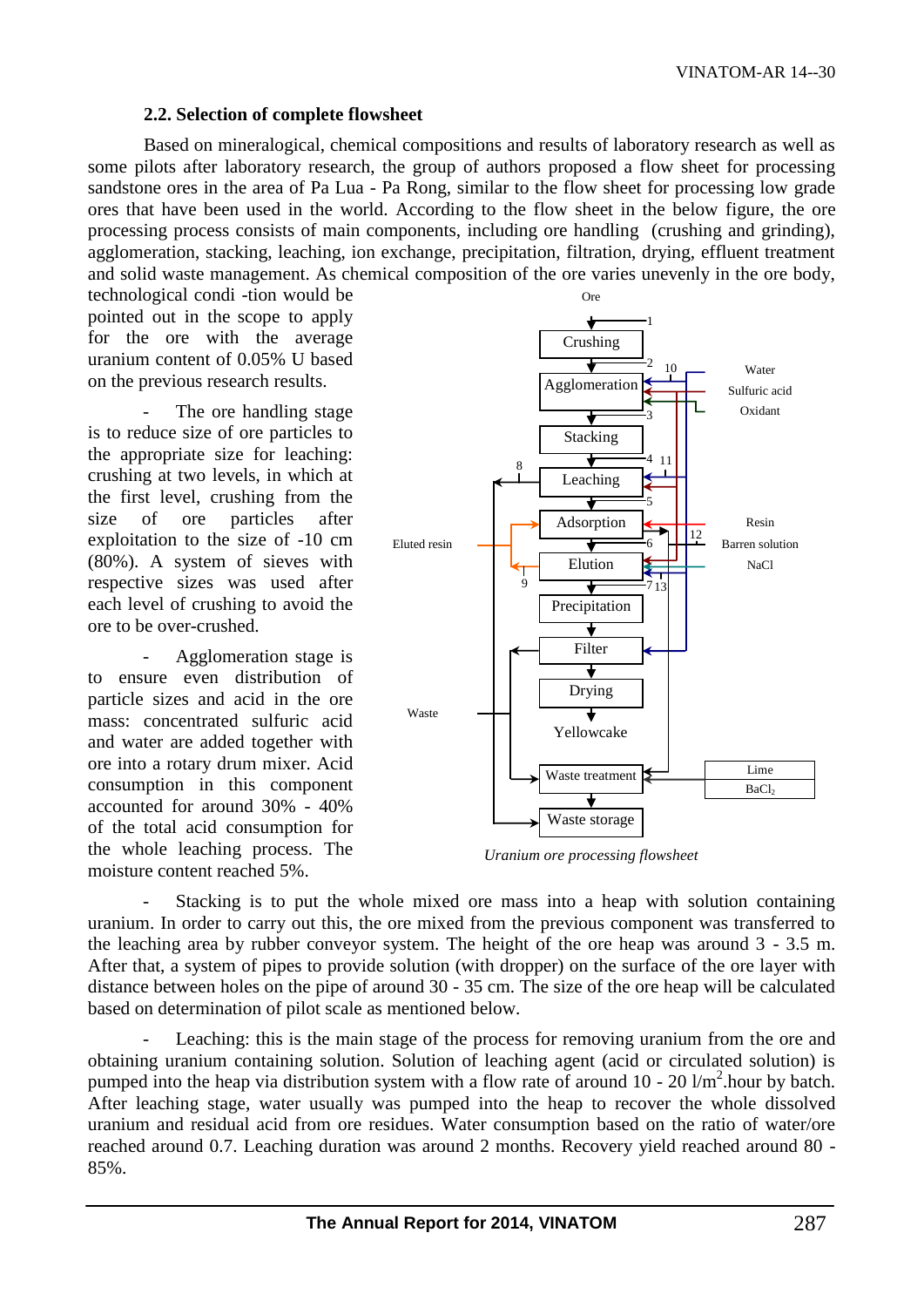### 2.2. Selection of complete flowsheet

Based on mineralogical, chemical compositions and results of laboratory research as well as some pilots after laboratory research, the group of authors proposed a flow sheet for processing sandstone ores in the area of Pa Lua - Pa Rong, similar to the flow sheet for processing low grade ores that have been used in the world. According to the flow sheet in the below figure, the ore processing process consists of main components, including ore handling (crushing and grinding), agglomeration, stacking, leaching, ion exchange, precipitation, filtration, drying, effluent treatment and solid waste management. As chemical composition of the ore varies unevenly in the ore body, technological condi -tion would be pointed out in the scope to apply for the ore with the average uranium content of 0.05% U based on the previous research results.

- The ore handling stage is to reduce size of ore particles to the appropriate size for leaching: crushing at two levels, in which at the first level, crushing from the size of ore particles after exploitation to the size of -10 cm (80%). A system of sieves with respective sizes was used after each level of crushing to avoid the ore to be over-crushed.

- Agglomeration stage is to ensure even distribution of particle sizes and acid in the ore mass: concentrated sulfuric acid and water are added together with ore into a rotary drum mixer. Acid consumption in this component accounted for around 30% - 40% of the total acid consumption for the whole leaching process. The moisture content reached 5%.

*Uranium ore processing flowsheet*

- Stacking is to put the whole mixed ore mass into a heap with solution containing uranium. In order to carry out this, the ore mixed from the previous component was transferred to the leaching area by rubber conveyor system. The height of the ore heap was around 3 - 3.5 m. After that, a system of pipes to provide solution (with dropper) on the surface of the ore layer with distance between holes on the pipe of around 30 - 35 cm. The size of the ore heap will be calculated based on determination of pilot scale as mentioned below.

- Leaching: this is the main stage of the process for removing uranium from the ore and obtaining uranium containing solution. Solution of leaching agent (acid or circulated solution) is pumped into the heap via distribution system with a flow rate of around 10 - 20 $l/m^2$.hour by batch. After leaching stage, water usually was pumped into the heap to recover the whole dissolved uranium and residual acid from ore residues. Water consumption based on the ratio of water/ore reached around 0.7. Leaching duration was around 2 months. Recovery yield reached around 80 - 85%.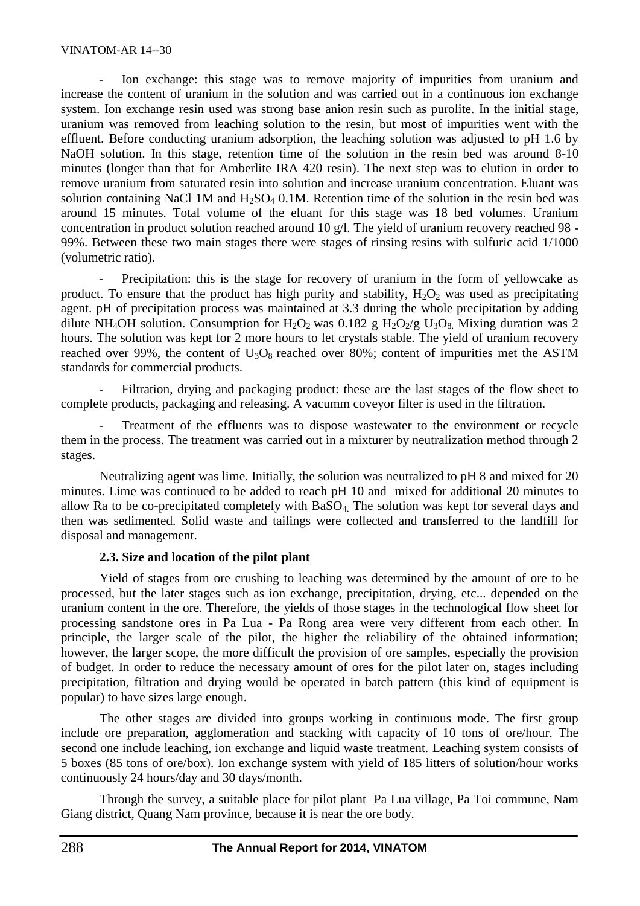- Ion exchange: this stage was to remove majority of impurities from uranium and increase the content of uranium in the solution and was carried out in a continuous ion exchange system. Ion exchange resin used was strong base anion resin such as purolite. In the initial stage, uranium was removed from leaching solution to the resin, but most of impurities went with the effluent. Before conducting uranium adsorption, the leaching solution was adjusted to pH 1.6 by NaOH solution. In this stage, retention time of the solution in the resin bed was around 8-10 minutes (longer than that for Amberlite IRA 420 resin). The next step was to elution in order to remove uranium from saturated resin into solution and increase uranium concentration. Eluant was solution containing NaCl 1M and $H_2SO_4$ 0.1M. Retention time of the solution in the resin bed was around 15 minutes. Total volume of the eluant for this stage was 18 bed volumes. Uranium concentration in product solution reached around 10 g/l. The yield of uranium recovery reached 98 - 99%. Between these two main stages there were stages of rinsing resins with sulfuric acid 1/1000 (volumetric ratio).

- Precipitation: this is the stage for recovery of uranium in the form of yellowcake as product. To ensure that the product has high purity and stability, $H_2O_2$ was used as precipitating agent. pH of precipitation process was maintained at 3.3 during the whole precipitation by adding dilute $NH_4OH$ solution. Consumption for $H_2O_2$ was 0.182 g $H_2O_2$/g $U_3O_8$. Mixing duration was 2 hours. The solution was kept for 2 more hours to let crystals stable. The yield of uranium recovery reached over 99%, the content of $U_3O_8$ reached over 80%; content of impurities met the ASTM standards for commercial products.

- Filtration, drying and packaging product: these are the last stages of the flow sheet to complete products, packaging and releasing. A vacumm coveyor filter is used in the filtration.

- Treatment of the effluents was to dispose wastewater to the environment or recycle them in the process. The treatment was carried out in a mixturer by neutralization method through 2 stages.

Neutralizing agent was lime. Initially, the solution was neutralized to pH 8 and mixed for 20 minutes. Lime was continued to be added to reach pH 10 and mixed for additional 20 minutes to allow Ra to be co-precipitated completely with $BaSO_4$. The solution was kept for several days and then was sedimented. Solid waste and tailings were collected and transferred to the landfill for disposal and management.

### 2.3. Size and location of the pilot plant

Yield of stages from ore crushing to leaching was determined by the amount of ore to be processed, but the later stages such as ion exchange, precipitation, drying, etc... depended on the uranium content in the ore. Therefore, the yields of those stages in the technological flow sheet for processing sandstone ores in Pa Lua - Pa Rong area were very different from each other. In principle, the larger scale of the pilot, the higher the reliability of the obtained information; however, the larger scope, the more difficult the provision of ore samples, especially the provision of budget. In order to reduce the necessary amount of ores for the pilot later on, stages including precipitation, filtration and drying would be operated in batch pattern (this kind of equipment is popular) to have sizes large enough.

The other stages are divided into groups working in continuous mode. The first group include ore preparation, agglomeration and stacking with capacity of 10 tons of ore/hour. The second one include leaching, ion exchange and liquid waste treatment. Leaching system consists of 5 boxes (85 tons of ore/box). Ion exchange system with yield of 185 litters of solution/hour works continuously 24 hours/day and 30 days/month.

Through the survey, a suitable place for pilot plant Pa Lua village, Pa Toi commune, Nam Giang district, Quang Nam province, because it is near the ore body.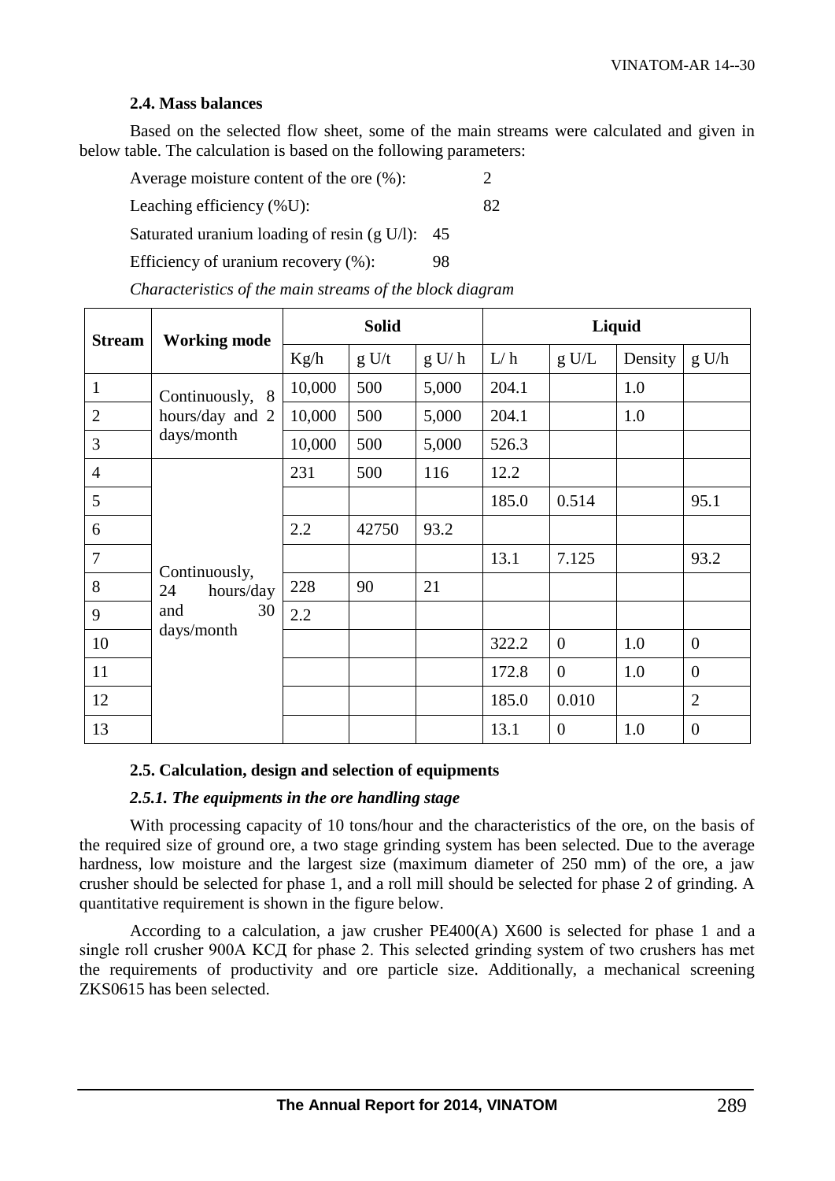### 2.4. Mass balances

Based on the selected flow sheet, some of the main streams were calculated and given in below table. The calculation is based on the following parameters:

Average moisture content of the ore (%): 2

Leaching efficiency (%U): 82

Saturated uranium loading of resin (g U/l): 45

Efficiency of uranium recovery (%): 98

*Characteristics of the main streams of the block diagram*

| Stream | Working mode | Solid | | | Liquid | | | |
|---|---|---|---|---|---|---|---|---|
| | | Kg/h | g U/t | g U/ h | L/ h | g U/L | Density | g U/h |
| 1 | Continuously, 8 hours/day and 2 days/month | 10,000 | 500 | 5,000 | 204.1 | | 1.0 | |
| 2 | | 10,000 | 500 | 5,000 | 204.1 | | 1.0 | |
| 3 | | 10,000 | 500 | 5,000 | 526.3 | | | |
| 4 | Continuously, 24 hours/day and 30 days/month | 231 | 500 | 116 | 12.2 | | | |
| 5 | | | | | 185.0 | 0.514 | | 95.1 |
| 6 | | 2.2 | 42750 | 93.2 | | | | |
| 7 | | | | | 13.1 | 7.125 | | 93.2 |
| 8 | | 228 | 90 | 21 | | | | |
| 9 | | 2.2 | | | | | | |
| 10 | | | | | 322.2 | 0 | 1.0 | 0 |
| 11 | | | | | 172.8 | 0 | 1.0 | 0 |
| 12 | | | | | 185.0 | 0.010 | | 2 |
| 13 | | | | | 13.1 | 0 | 1.0 | 0 |

### 2.5. Calculation, design and selection of equipments

#### *2.5.1. The equipments in the ore handling stage*

With processing capacity of 10 tons/hour and the characteristics of the ore, on the basis of the required size of ground ore, a two stage grinding system has been selected. Due to the average hardness, low moisture and the largest size (maximum diameter of 250 mm) of the ore, a jaw crusher should be selected for phase 1, and a roll mill should be selected for phase 2 of grinding. A quantitative requirement is shown in the figure below.

According to a calculation, a jaw crusher PE400(A) X600 is selected for phase 1 and a single roll crusher 900A КСД for phase 2. This selected grinding system of two crushers has met the requirements of productivity and ore particle size. Additionally, a mechanical screening ZKS0615 has been selected.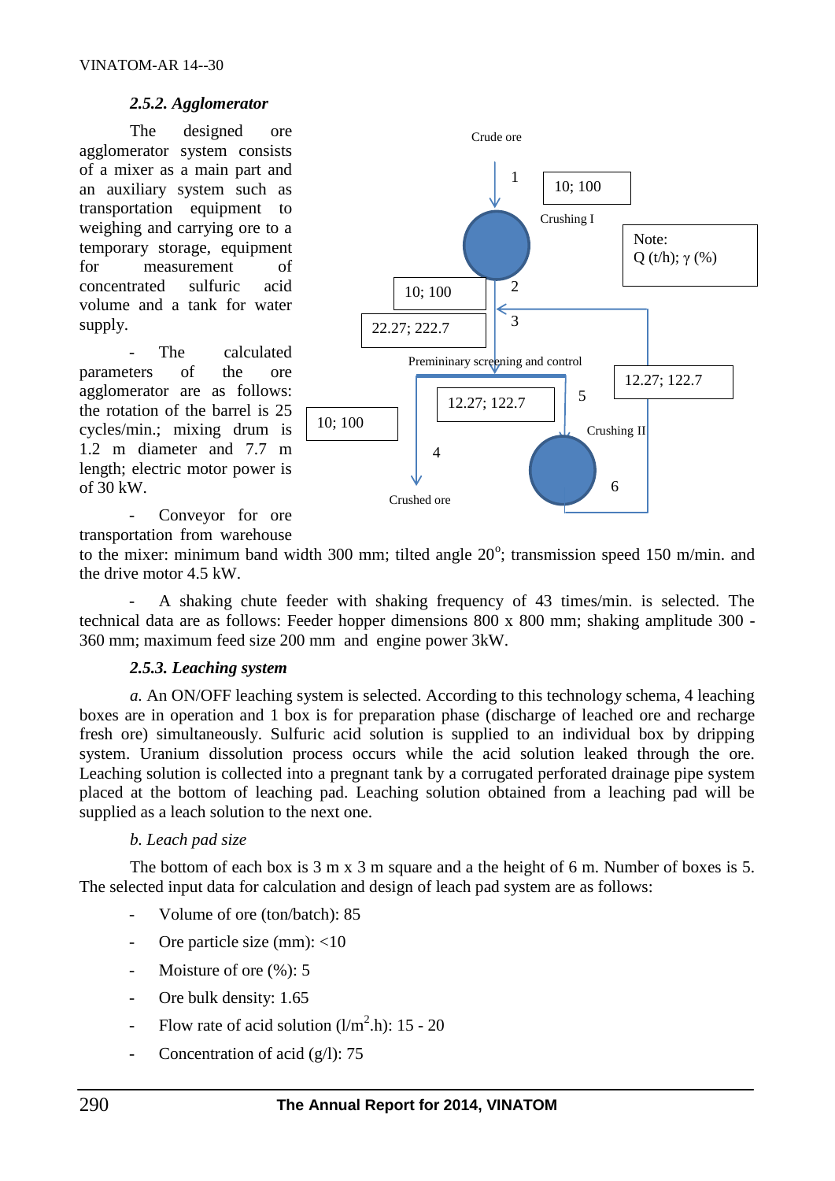### *2.5.2. Agglomerator*

The designed ore agglomerator system consists of a mixer as a main part and an auxiliary system such as transportation equipment to weighing and carrying ore to a temporary storage, equipment for measurement of concentrated sulfuric acid volume and a tank for water supply.

- The calculated parameters of the ore agglomerator are as follows: the rotation of the barrel is 25 cycles/min.; mixing drum is 1.2 m diameter and 7.7 m length; electric motor power is of 30 kW.

- Conveyor for ore transportation from warehouse to the mixer: minimum band width 300 mm; tilted angle 20$^{o}$; transmission speed 150 m/min. and the drive motor 4.5 kW.

- A shaking chute feeder with shaking frequency of 43 times/min. is selected. The technical data are as follows: Feeder hopper dimensions 800 x 800 mm; shaking amplitude 300 - 360 mm; maximum feed size 200 mm and engine power 3kW.

### *2.5.3. Leaching system*

*a.* An ON/OFF leaching system is selected. According to this technology schema, 4 leaching boxes are in operation and 1 box is for preparation phase (discharge of leached ore and recharge fresh ore) simultaneously. Sulfuric acid solution is supplied to an individual box by dripping system. Uranium dissolution process occurs while the acid solution leaked through the ore. Leaching solution is collected into a pregnant tank by a corrugated perforated drainage pipe system placed at the bottom of leaching pad. Leaching solution obtained from a leaching pad will be supplied as a leach solution to the next one.

*b. Leach pad size*

The bottom of each box is 3 m x 3 m square and a the height of 6 m. Number of boxes is 5. The selected input data for calculation and design of leach pad system are as follows:

- Volume of ore (ton/batch): 85
- Ore particle size (mm): <10
- Moisture of ore (%): 5
- Ore bulk density: 1.65
- Flow rate of acid solution (l/m$^{2}$.h): 15 - 20
- Concentration of acid (g/l): 75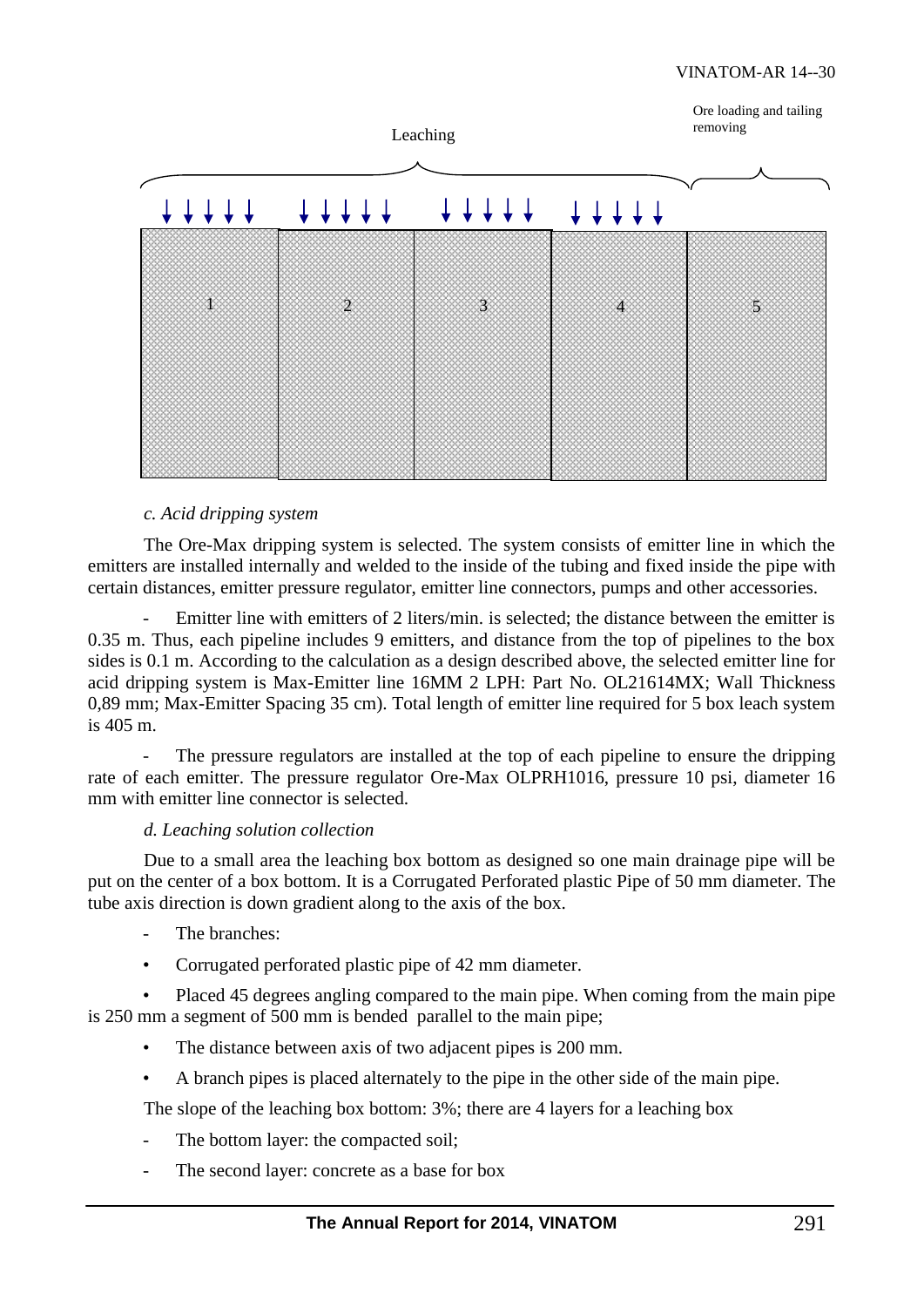Leaching

Ore loading and tailing removing

1 2 3 4 5

*c. Acid dripping system*

The Ore-Max dripping system is selected. The system consists of emitter line in which the emitters are installed internally and welded to the inside of the tubing and fixed inside the pipe with certain distances, emitter pressure regulator, emitter line connectors, pumps and other accessories.

- Emitter line with emitters of 2 liters/min. is selected; the distance between the emitter is 0.35 m. Thus, each pipeline includes 9 emitters, and distance from the top of pipelines to the box sides is 0.1 m. According to the calculation as a design described above, the selected emitter line for acid dripping system is Max-Emitter line 16MM 2 LPH: Part No. OL21614MX; Wall Thickness 0,89 mm; Max-Emitter Spacing 35 cm). Total length of emitter line required for 5 box leach system is 405 m.

- The pressure regulators are installed at the top of each pipeline to ensure the dripping rate of each emitter. The pressure regulator Ore-Max OLPRH1016, pressure 10 psi, diameter 16 mm with emitter line connector is selected.

*d. Leaching solution collection*

Due to a small area the leaching box bottom as designed so one main drainage pipe will be put on the center of a box bottom. It is a Corrugated Perforated plastic Pipe of 50 mm diameter. The tube axis direction is down gradient along to the axis of the box.

- The branches:

• Corrugated perforated plastic pipe of 42 mm diameter.

• Placed 45 degrees angling compared to the main pipe. When coming from the main pipe is 250 mm a segment of 500 mm is bended parallel to the main pipe;

• The distance between axis of two adjacent pipes is 200 mm.

• A branch pipes is placed alternately to the pipe in the other side of the main pipe.

The slope of the leaching box bottom: 3%; there are 4 layers for a leaching box

- The bottom layer: the compacted soil;

- The second layer: concrete as a base for box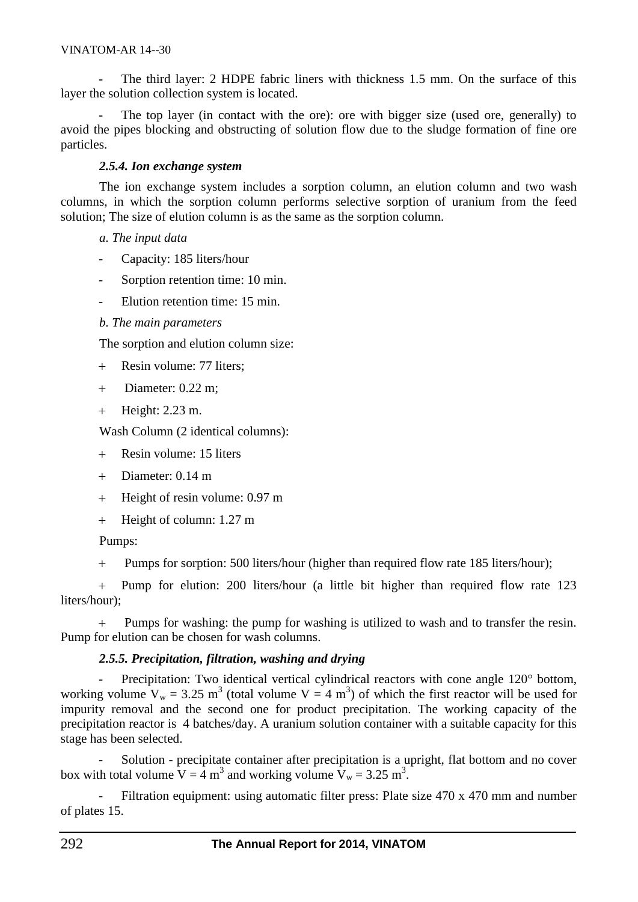- The third layer: 2 HDPE fabric liners with thickness 1.5 mm. On the surface of this layer the solution collection system is located.

- The top layer (in contact with the ore): ore with bigger size (used ore, generally) to avoid the pipes blocking and obstructing of solution flow due to the sludge formation of fine ore particles.

#### *2.5.4. Ion exchange system*

The ion exchange system includes a sorption column, an elution column and two wash columns, in which the sorption column performs selective sorption of uranium from the feed solution; The size of elution column is as the same as the sorption column.

*a. The input data*

- Capacity: 185 liters/hour
- Sorption retention time: 10 min.
- Elution retention time: 15 min.

*b. The main parameters*

The sorption and elution column size:

+ Resin volume: 77 liters;
+ Diameter: 0.22 m;
+ Height: 2.23 m.

Wash Column (2 identical columns):

+ Resin volume: 15 liters
+ Diameter: 0.14 m
+ Height of resin volume: 0.97 m
+ Height of column: 1.27 m

Pumps:

+ Pumps for sorption: 500 liters/hour (higher than required flow rate 185 liters/hour);
+ Pump for elution: 200 liters/hour (a little bit higher than required flow rate 123 liters/hour);
+ Pumps for washing: the pump for washing is utilized to wash and to transfer the resin. Pump for elution can be chosen for wash columns.

#### *2.5.5. Precipitation, filtration, washing and drying*

- Precipitation: Two identical vertical cylindrical reactors with cone angle 120° bottom, working volume $V_w = 3.25$ m$^3$ (total volume $V = 4$ m$^3$) of which the first reactor will be used for impurity removal and the second one for product precipitation. The working capacity of the precipitation reactor is 4 batches/day. A uranium solution container with a suitable capacity for this stage has been selected.

- Solution - precipitate container after precipitation is a upright, flat bottom and no cover box with total volume $V = 4$ m$^3$ and working volume $V_w = 3.25$ m$^3$.

- Filtration equipment: using automatic filter press: Plate size 470 x 470 mm and number of plates 15.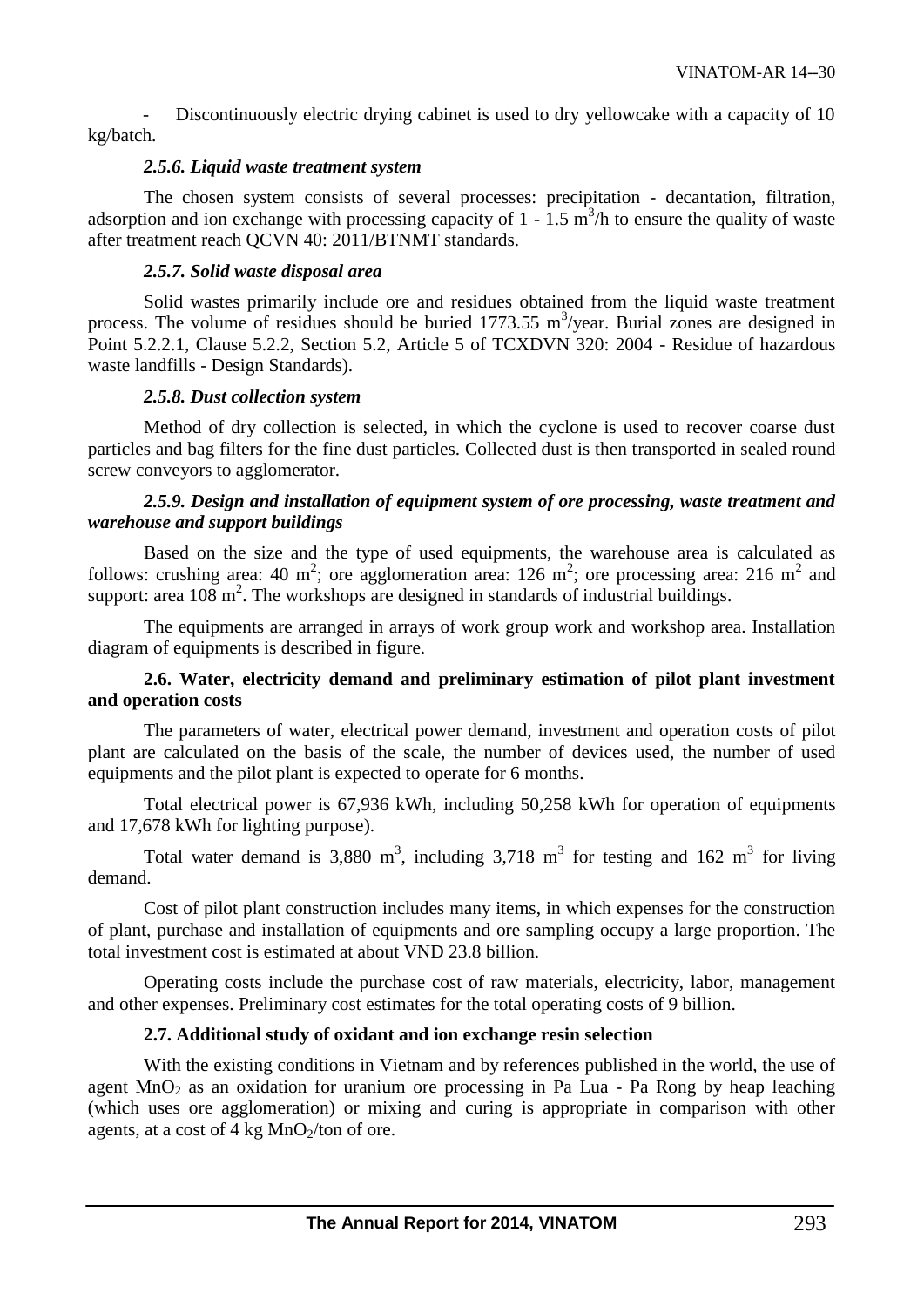- Discontinuously electric drying cabinet is used to dry yellowcake with a capacity of 10 kg/batch.

#### *2.5.6. Liquid waste treatment system*

The chosen system consists of several processes: precipitation - decantation, filtration, adsorption and ion exchange with processing capacity of 1 - 1.5 $m^3$/h to ensure the quality of waste after treatment reach QCVN 40: 2011/BTNMT standards.

#### *2.5.7. Solid waste disposal area*

Solid wastes primarily include ore and residues obtained from the liquid waste treatment process. The volume of residues should be buried 1773.55 $m^3$/year. Burial zones are designed in Point 5.2.2.1, Clause 5.2.2, Section 5.2, Article 5 of TCXDVN 320: 2004 - Residue of hazardous waste landfills - Design Standards).

#### *2.5.8. Dust collection system*

Method of dry collection is selected, in which the cyclone is used to recover coarse dust particles and bag filters for the fine dust particles. Collected dust is then transported in sealed round screw conveyors to agglomerator.

#### *2.5.9. Design and installation of equipment system of ore processing, waste treatment and warehouse and support buildings*

Based on the size and the type of used equipments, the warehouse area is calculated as follows: crushing area: 40 $m^2$; ore agglomeration area: 126 $m^2$; ore processing area: 216 $m^2$ and support: area 108 $m^2$. The workshops are designed in standards of industrial buildings.

The equipments are arranged in arrays of work group work and workshop area. Installation diagram of equipments is described in figure.

### **2.6. Water, electricity demand and preliminary estimation of pilot plant investment and operation costs**

The parameters of water, electrical power demand, investment and operation costs of pilot plant are calculated on the basis of the scale, the number of devices used, the number of used equipments and the pilot plant is expected to operate for 6 months.

Total electrical power is 67,936 kWh, including 50,258 kWh for operation of equipments and 17,678 kWh for lighting purpose).

Total water demand is 3,880 $m^3$, including 3,718 $m^3$ for testing and 162 $m^3$ for living demand.

Cost of pilot plant construction includes many items, in which expenses for the construction of plant, purchase and installation of equipments and ore sampling occupy a large proportion. The total investment cost is estimated at about VND 23.8 billion.

Operating costs include the purchase cost of raw materials, electricity, labor, management and other expenses. Preliminary cost estimates for the total operating costs of 9 billion.

### **2.7. Additional study of oxidant and ion exchange resin selection**

With the existing conditions in Vietnam and by references published in the world, the use of agent $MnO_2$ as an oxidation for uranium ore processing in Pa Lua - Pa Rong by heap leaching (which uses ore agglomeration) or mixing and curing is appropriate in comparison with other agents, at a cost of 4 kg $MnO_2$/ton of ore.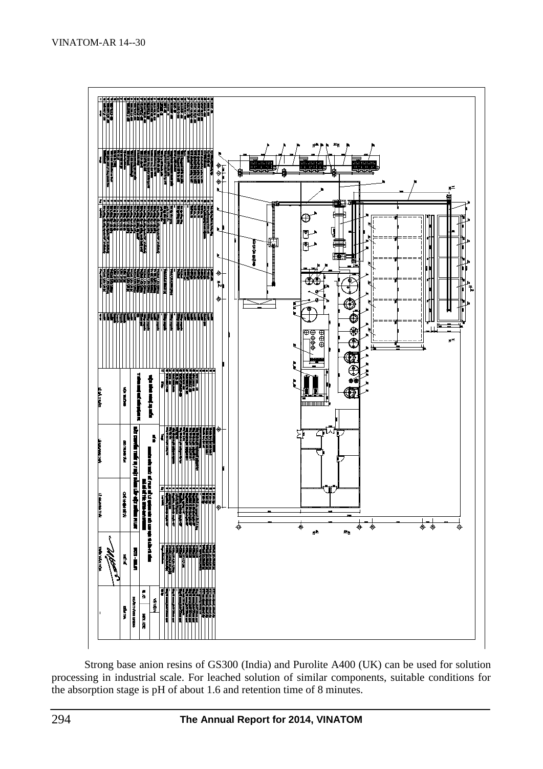Strong base anion resins of GS300 (India) and Purolite A400 (UK) can be used for solution processing in industrial scale. For leached solution of similar components, suitable conditions for the absorption stage is pH of about 1.6 and retention time of 8 minutes.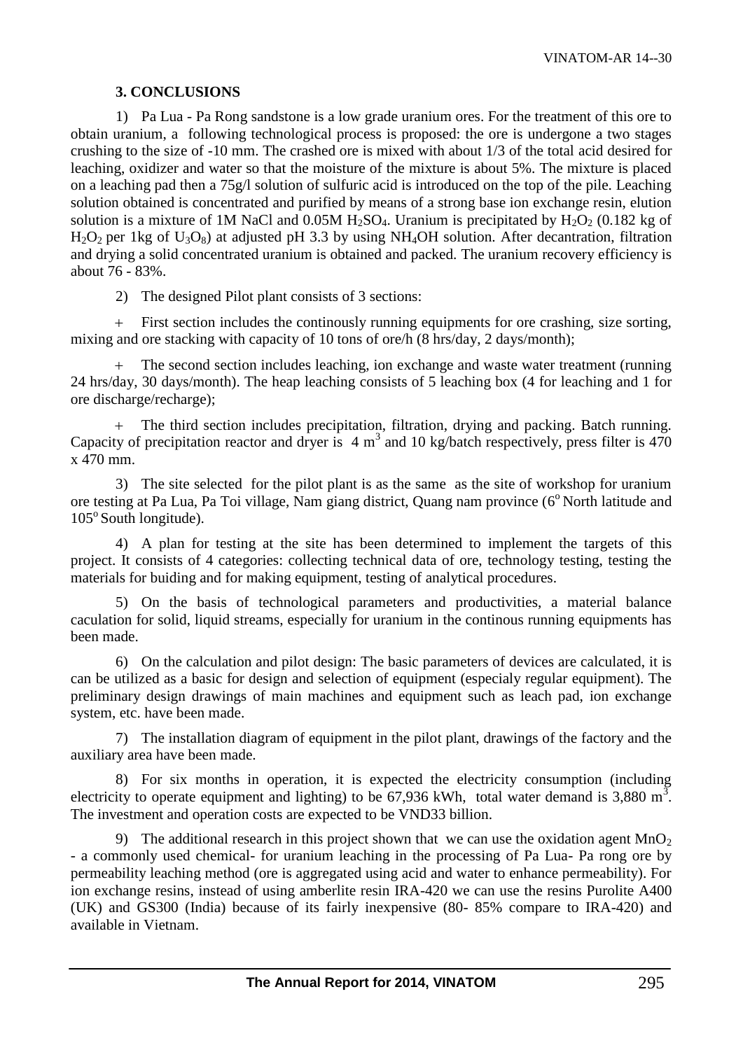### 3. CONCLUSIONS

1) Pa Lua - Pa Rong sandstone is a low grade uranium ores. For the treatment of this ore to obtain uranium, a following technological process is proposed: the ore is undergone a two stages crushing to the size of -10 mm. The crashed ore is mixed with about 1/3 of the total acid desired for leaching, oxidizer and water so that the moisture of the mixture is about 5%. The mixture is placed on a leaching pad then a 75g/l solution of sulfuric acid is introduced on the top of the pile. Leaching solution obtained is concentrated and purified by means of a strong base ion exchange resin, elution solution is a mixture of 1M NaCl and 0.05M $H_2SO_4$. Uranium is precipitated by $H_2O_2$ (0.182 kg of $H_2O_2$ per 1kg of $U_3O_8$) at adjusted pH 3.3 by using $NH_4OH$ solution. After decantration, filtration and drying a solid concentrated uranium is obtained and packed. The uranium recovery efficiency is about 76 - 83%.

2) The designed Pilot plant consists of 3 sections:

+ First section includes the continously running equipments for ore crashing, size sorting, mixing and ore stacking with capacity of 10 tons of ore/h (8 hrs/day, 2 days/month);

+ The second section includes leaching, ion exchange and waste water treatment (running 24 hrs/day, 30 days/month). The heap leaching consists of 5 leaching box (4 for leaching and 1 for ore discharge/recharge);

+ The third section includes precipitation, filtration, drying and packing. Batch running. Capacity of precipitation reactor and dryer is 4 $m^3$ and 10 kg/batch respectively, press filter is 470 x 470 mm.

3) The site selected for the pilot plant is as the same as the site of workshop for uranium ore testing at Pa Lua, Pa Toi village, Nam giang district, Quang nam province ($6^o$ North latitude and $105^o$ South longitude).

4) A plan for testing at the site has been determined to implement the targets of this project. It consists of 4 categories: collecting technical data of ore, technology testing, testing the materials for buiding and for making equipment, testing of analytical procedures.

5) On the basis of technological parameters and productivities, a material balance caculation for solid, liquid streams, especially for uranium in the continous running equipments has been made.

6) On the calculation and pilot design: The basic parameters of devices are calculated, it is can be utilized as a basic for design and selection of equipment (especialy regular equipment). The preliminary design drawings of main machines and equipment such as leach pad, ion exchange system, etc. have been made.

7) The installation diagram of equipment in the pilot plant, drawings of the factory and the auxiliary area have been made.

8) For six months in operation, it is expected the electricity consumption (including electricity to operate equipment and lighting) to be 67,936 kWh, total water demand is 3,880 $m^3$. The investment and operation costs are expected to be VND33 billion.

9) The additional research in this project shown that we can use the oxidation agent $MnO_2$ - a commonly used chemical- for uranium leaching in the processing of Pa Lua- Pa rong ore by permeability leaching method (ore is aggregated using acid and water to enhance permeability). For ion exchange resins, instead of using amberlite resin IRA-420 we can use the resins Purolite A400 (UK) and GS300 (India) because of its fairly inexpensive (80- 85% compare to IRA-420) and available in Vietnam.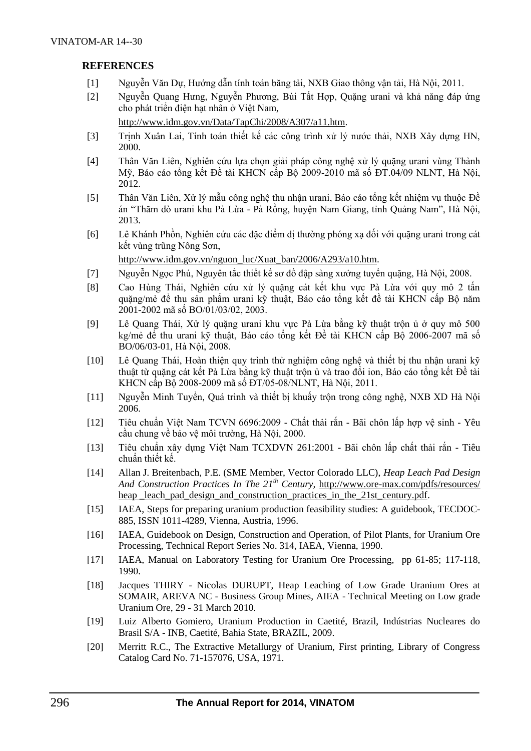## REFERENCES

[1] Nguyễn Văn Dự, Hướng dẫn tính toán băng tải, NXB Giao thông vận tải, Hà Nội, 2011.

[2] Nguyễn Quang Hưng, Nguyễn Phương, Bùi Tất Hợp, Quặng urani và khả năng đáp ứng cho phát triển điện hạt nhân ở Việt Nam, http://www.idm.gov.vn/Data/TapChi/2008/A307/a11.htm.

[3] Trịnh Xuân Lai, Tính toán thiết kế các công trình xử lý nước thải, NXB Xây dựng HN, 2000.

[4] Thân Văn Liên, Nghiên cứu lựa chọn giải pháp công nghệ xử lý quặng urani vùng Thành Mỹ, Báo cáo tổng kết Đề tài KHCN cấp Bộ 2009-2010 mã số ĐT.04/09 NLNT, Hà Nội, 2012.

[5] Thân Văn Liên, Xử lý mẫu công nghệ thu nhận urani, Báo cáo tổng kết nhiệm vụ thuộc Đề án "Thăm dò urani khu Pà Lừa - Pà Rồng, huyện Nam Giang, tỉnh Quảng Nam", Hà Nội, 2013.

[6] Lê Khánh Phồn, Nghiên cứu các đặc điểm dị thường phóng xạ đối với quặng urani trong cát kết vùng trũng Nông Sơn, http://www.idm.gov.vn/nguon_luc/Xuat_ban/2006/A293/a10.htm.

[7] Nguyễn Ngọc Phú, Nguyên tắc thiết kế sơ đồ đập sàng xưởng tuyển quặng, Hà Nội, 2008.

[8] Cao Hùng Thái, Nghiên cứu xử lý quặng cát kết khu vực Pà Lừa với quy mô 2 tấn quặng/mẻ để thu sản phẩm urani kỹ thuật, Báo cáo tổng kết đề tài KHCN cấp Bộ năm 2001-2002 mã số BO/01/03/02, 2003.

[9] Lê Quang Thái, Xử lý quặng urani khu vực Pà Lừa bằng kỹ thuật trộn ủ ở quy mô 500 kg/mẻ để thu urani kỹ thuật, Báo cáo tổng kết Đề tài KHCN cấp Bộ 2006-2007 mã số BO/06/03-01, Hà Nội, 2008.

[10] Lê Quang Thái, Hoàn thiện quy trình thử nghiệm công nghệ và thiết bị thu nhận urani kỹ thuật từ quặng cát kết Pà Lừa bằng kỹ thuật trộn ủ và trao đổi ion, Báo cáo tổng kết Đề tài KHCN cấp Bộ 2008-2009 mã số ĐT/05-08/NLNT, Hà Nội, 2011.

[11] Nguyễn Minh Tuyển, Quá trình và thiết bị khuấy trộn trong công nghệ, NXB XD Hà Nội 2006.

[12] Tiêu chuẩn Việt Nam TCVN 6696:2009 - Chất thải rắn - Bãi chôn lấp hợp vệ sinh - Yêu cầu chung về bảo vệ môi trường, Hà Nội, 2000.

[13] Tiêu chuẩn xây dựng Việt Nam TCXDVN 261:2001 - Bãi chôn lấp chất thải rắn - Tiêu chuẩn thiết kế.

[14] Allan J. Breitenbach, P.E. (SME Member, Vector Colorado LLC), *Heap Leach Pad Design And Construction Practices In The 21$^{th}$ Century*, http://www.ore-max.com/pdfs/resources/heap_leach_pad_design_and_construction_practices_in_the_21st_century.pdf.

[15] IAEA, Steps for preparing uranium production feasibility studies: A guidebook, TECDOC-885, ISSN 1011-4289, Vienna, Austria, 1996.

[16] IAEA, Guidebook on Design, Construction and Operation, of Pilot Plants, for Uranium Ore Processing, Technical Report Series No. 314, IAEA, Vienna, 1990.

[17] IAEA, Manual on Laboratory Testing for Uranium Ore Processing, pp 61-85; 117-118, 1990.

[18] Jacques THIRY - Nicolas DURUPT, Heap Leaching of Low Grade Uranium Ores at SOMAIR, AREVA NC - Business Group Mines, AIEA - Technical Meeting on Low grade Uranium Ore, 29 - 31 March 2010.

[19] Luiz Alberto Gomiero, Uranium Production in Caetité, Brazil, Indústrias Nucleares do Brasil S/A - INB, Caetité, Bahia State, BRAZIL, 2009.

[20] Merritt R.C., The Extractive Metallurgy of Uranium, First printing, Library of Congress Catalog Card No. 71-157076, USA, 1971.